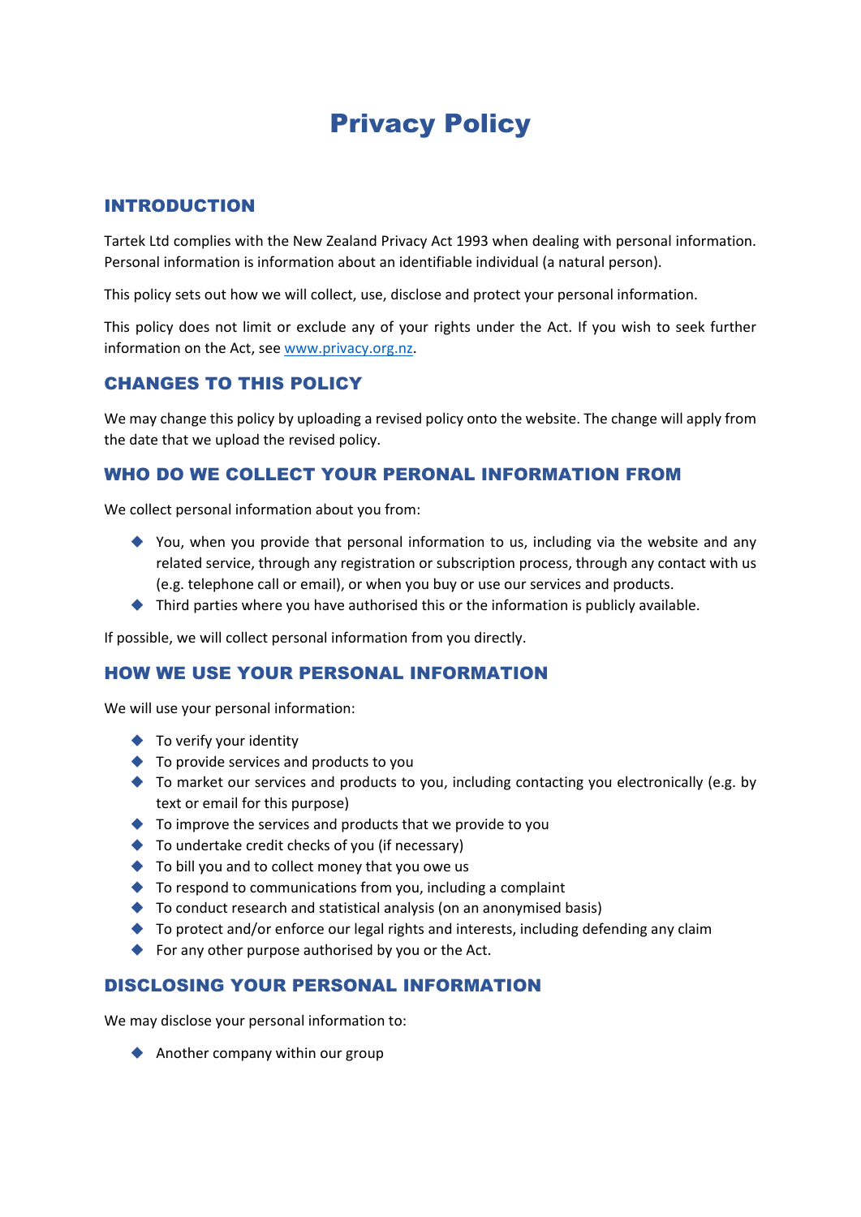# Privacy Policy

## INTRODUCTION

Tartek Ltd complies with the New Zealand Privacy Act 1993 when dealing with personal information. Personal information is information about an identifiable individual (a natural person).

This policy sets out how we will collect, use, disclose and protect your personal information.

This policy does not limit or exclude any of your rights under the Act. If you wish to seek further information on the Act, see [www.privacy.org.nz](http://www.privacy.org.nz).

## CHANGES TO THIS POLICY

We may change this policy by uploading a revised policy onto the website. The change will apply from the date that we upload the revised policy.

## WHO DO WE COLLECT YOUR PERONAL INFORMATION FROM

We collect personal information about you from:

- You, when you provide that personal information to us, including via the website and any related service, through any registration or subscription process, through any contact with us (e.g. telephone call or email), or when you buy or use our services and products.
- Third parties where you have authorised this or the information is publicly available.

If possible, we will collect personal information from you directly.

## HOW WE USE YOUR PERSONAL INFORMATION

We will use your personal information:

- To verify your identity
- To provide services and products to you
- To market our services and products to you, including contacting you electronically (e.g. by text or email for this purpose)
- To improve the services and products that we provide to you
- To undertake credit checks of you (if necessary)
- To bill you and to collect money that you owe us
- To respond to communications from you, including a complaint
- To conduct research and statistical analysis (on an anonymised basis)
- To protect and/or enforce our legal rights and interests, including defending any claim
- For any other purpose authorised by you or the Act.

## DISCLOSING YOUR PERSONAL INFORMATION

We may disclose your personal information to:

- Another company within our group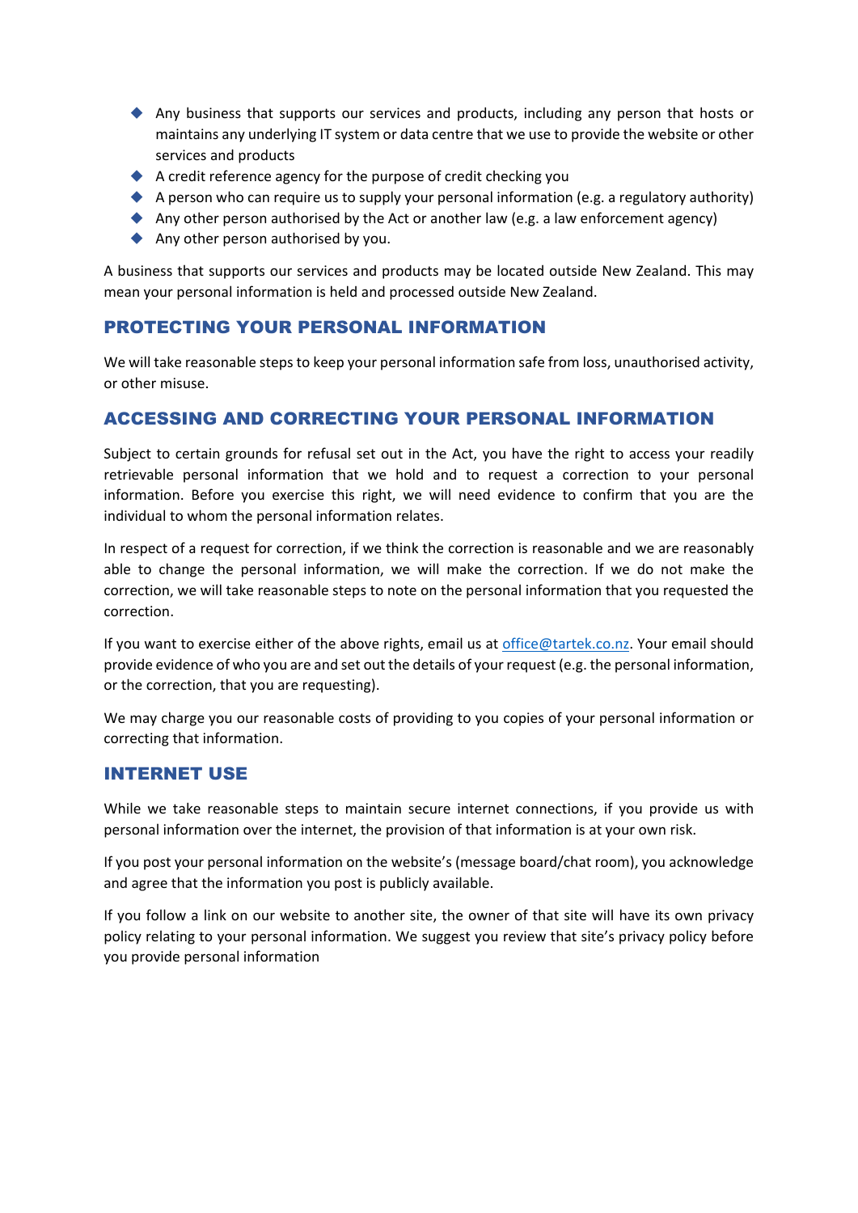- Any business that supports our services and products, including any person that hosts or maintains any underlying IT system or data centre that we use to provide the website or other services and products
- A credit reference agency for the purpose of credit checking you
- A person who can require us to supply your personal information (e.g. a regulatory authority)
- Any other person authorised by the Act or another law (e.g. a law enforcement agency)
- Any other person authorised by you.

A business that supports our services and products may be located outside New Zealand. This may mean your personal information is held and processed outside New Zealand.

## PROTECTING YOUR PERSONAL INFORMATION

We will take reasonable steps to keep your personal information safe from loss, unauthorised activity, or other misuse.

## ACCESSING AND CORRECTING YOUR PERSONAL INFORMATION

Subject to certain grounds for refusal set out in the Act, you have the right to access your readily retrievable personal information that we hold and to request a correction to your personal information. Before you exercise this right, we will need evidence to confirm that you are the individual to whom the personal information relates.

In respect of a request for correction, if we think the correction is reasonable and we are reasonably able to change the personal information, we will make the correction. If we do not make the correction, we will take reasonable steps to note on the personal information that you requested the correction.

If you want to exercise either of the above rights, email us at office@tartek.co.nz. Your email should provide evidence of who you are and set out the details of your request (e.g. the personal information, or the correction, that you are requesting).

We may charge you our reasonable costs of providing to you copies of your personal information or correcting that information.

## INTERNET USE

While we take reasonable steps to maintain secure internet connections, if you provide us with personal information over the internet, the provision of that information is at your own risk.

If you post your personal information on the website's (message board/chat room), you acknowledge and agree that the information you post is publicly available.

If you follow a link on our website to another site, the owner of that site will have its own privacy policy relating to your personal information. We suggest you review that site's privacy policy before you provide personal information